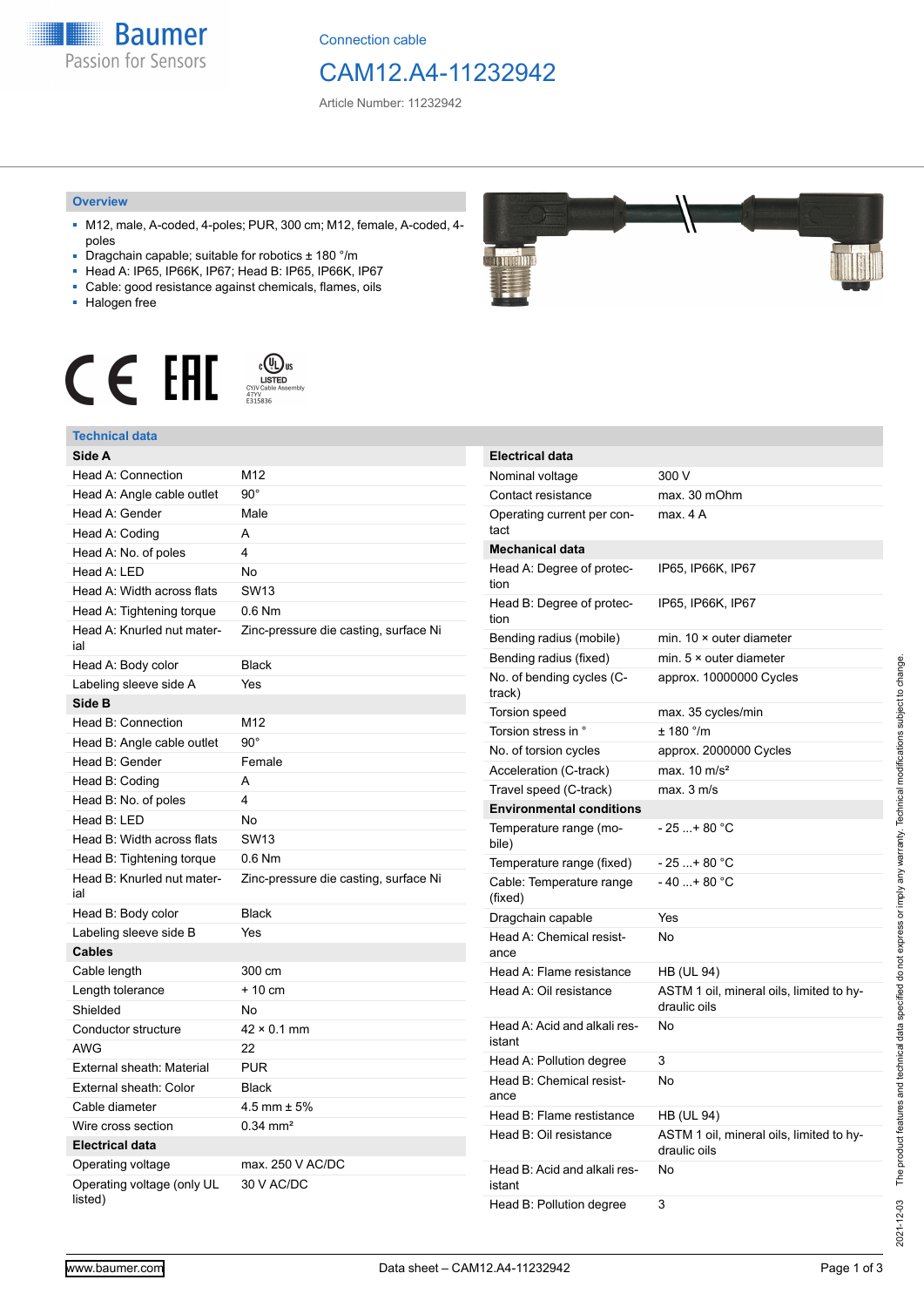Connection cable

# CAM12.A4-11232942

Article Number: 11232942

## Overview

- M12, male, A-coded, 4-poles; PUR, 300 cm; M12, female, A-coded, 4-poles
- Dragchain capable; suitable for robotics ± 180 °/m
- Head A: IP65, IP66K, IP67; Head B: IP65, IP66K, IP67
- Cable: good resistance against chemicals, flames, oils
- Halogen free

LISTED
CYJV Cable Assembly
47YV
E315836

## Technical data

| **Side A** | |
|---|---|
| Head A: Connection | M12 |
| Head A: Angle cable outlet | 90° |
| Head A: Gender | Male |
| Head A: Coding | A |
| Head A: No. of poles | 4 |
| Head A: LED | No |
| Head A: Width across flats | SW13 |
| Head A: Tightening torque | 0.6 Nm |
| Head A: Knurled nut material | Zinc-pressure die casting, surface Ni |
| Head A: Body color | Black |
| Labeling sleeve side A | Yes |
| **Side B** | |
| Head B: Connection | M12 |
| Head B: Angle cable outlet | 90° |
| Head B: Gender | Female |
| Head B: Coding | A |
| Head B: No. of poles | 4 |
| Head B: LED | No |
| Head B: Width across flats | SW13 |
| Head B: Tightening torque | 0.6 Nm |
| Head B: Knurled nut material | Zinc-pressure die casting, surface Ni |
| Head B: Body color | Black |
| Labeling sleeve side B | Yes |
| **Cables** | |
| Cable length | 300 cm |
| Length tolerance | + 10 cm |
| Shielded | No |
| Conductor structure | 42 × 0.1 mm |
| AWG | 22 |
| External sheath: Material | PUR |
| External sheath: Color | Black |
| Cable diameter | 4.5 mm ± 5% |
| Wire cross section | 0.34 mm² |
| **Electrical data** | |
| Operating voltage | max. 250 V AC/DC |
| Operating voltage (only UL listed) | 30 V AC/DC |

| **Electrical data** | |
|---|---|
| Nominal voltage | 300 V |
| Contact resistance | max. 30 mOhm |
| Operating current per contact | max. 4 A |
| **Mechanical data** | |
| Head A: Degree of protection | IP65, IP66K, IP67 |
| Head B: Degree of protection | IP65, IP66K, IP67 |
| Bending radius (mobile) | min. 10 × outer diameter |
| Bending radius (fixed) | min. 5 × outer diameter |
| No. of bending cycles (C-track) | approx. 10000000 Cycles |
| Torsion speed | max. 35 cycles/min |
| Torsion stress in ° | ± 180 °/m |
| No. of torsion cycles | approx. 2000000 Cycles |
| Acceleration (C-track) | max. 10 m/s² |
| Travel speed (C-track) | max. 3 m/s |
| **Environmental conditions** | |
| Temperature range (mobile) | - 25 ...+ 80 °C |
| Temperature range (fixed) | - 25 ...+ 80 °C |
| Cable: Temperature range (fixed) | - 40 ...+ 80 °C |
| Dragchain capable | Yes |
| Head A: Chemical resistance | No |
| Head A: Flame resistance | HB (UL 94) |
| Head A: Oil resistance | ASTM 1 oil, mineral oils, limited to hydraulic oils |
| Head A: Acid and alkali resistant | No |
| Head A: Pollution degree | 3 |
| Head B: Chemical resistance | No |
| Head B: Flame resistance | HB (UL 94) |
| Head B: Oil resistance | ASTM 1 oil, mineral oils, limited to hydraulic oils |
| Head B: Acid and alkali resistant | No |
| Head B: Pollution degree | 3 |

2021-12-03 The product features and technical data specified do not express or imply any warranty. Technical modifications subject to change.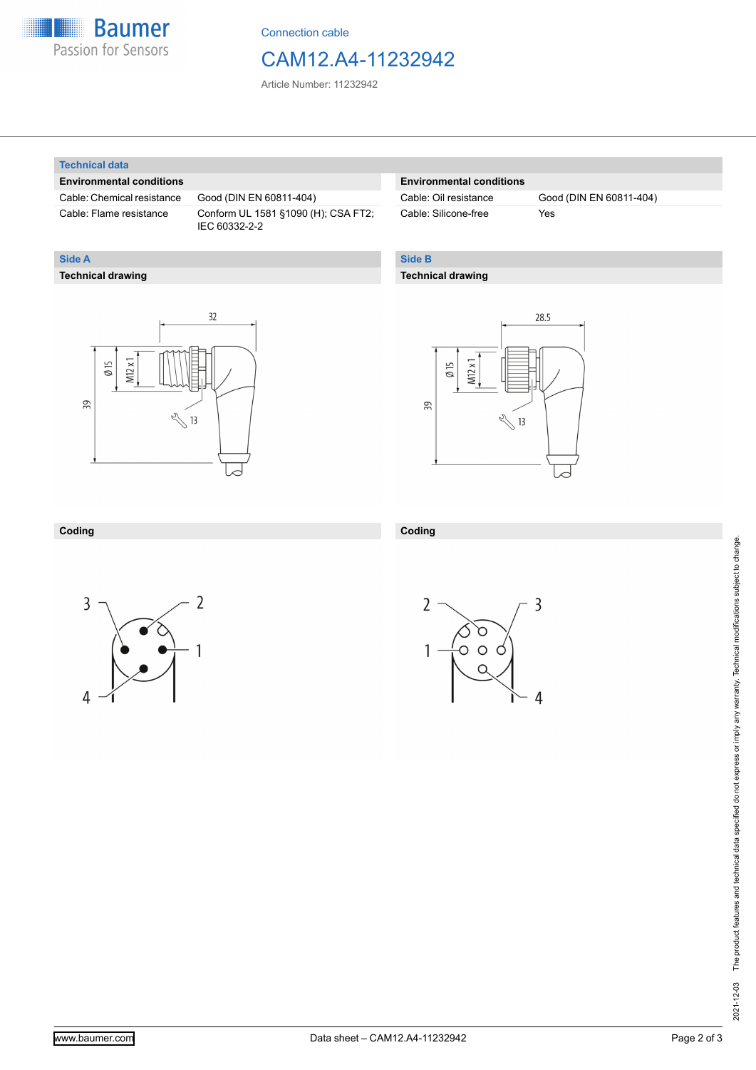# Connection cable

## CAM12.A4-11232942

Article Number: 11232942

## Technical data

### Environmental conditions

| Environmental conditions | |
|---|---|
| Cable: Chemical resistance | Good (DIN EN 60811-404) |
| Cable: Flame resistance | Conform UL 1581 §1090 (H); CSA FT2; IEC 60332-2-2 |
| Cable: Oil resistance | Good (DIN EN 60811-404) |
| Cable: Silicone-free | Yes |

## Side A

### Technical drawing

32

Ø 15

M12 x 1

39

13

### Coding

3, 2, 1, 4

## Side B

### Technical drawing

28.5

Ø 15

M12 x 1

39

13

### Coding

2, 3, 1, 4

2021-12-03 The product features and technical data specified do not express or imply any warranty. Technical modifications subject to change.

www.baumer.com

Data sheet – CAM12.A4-11232942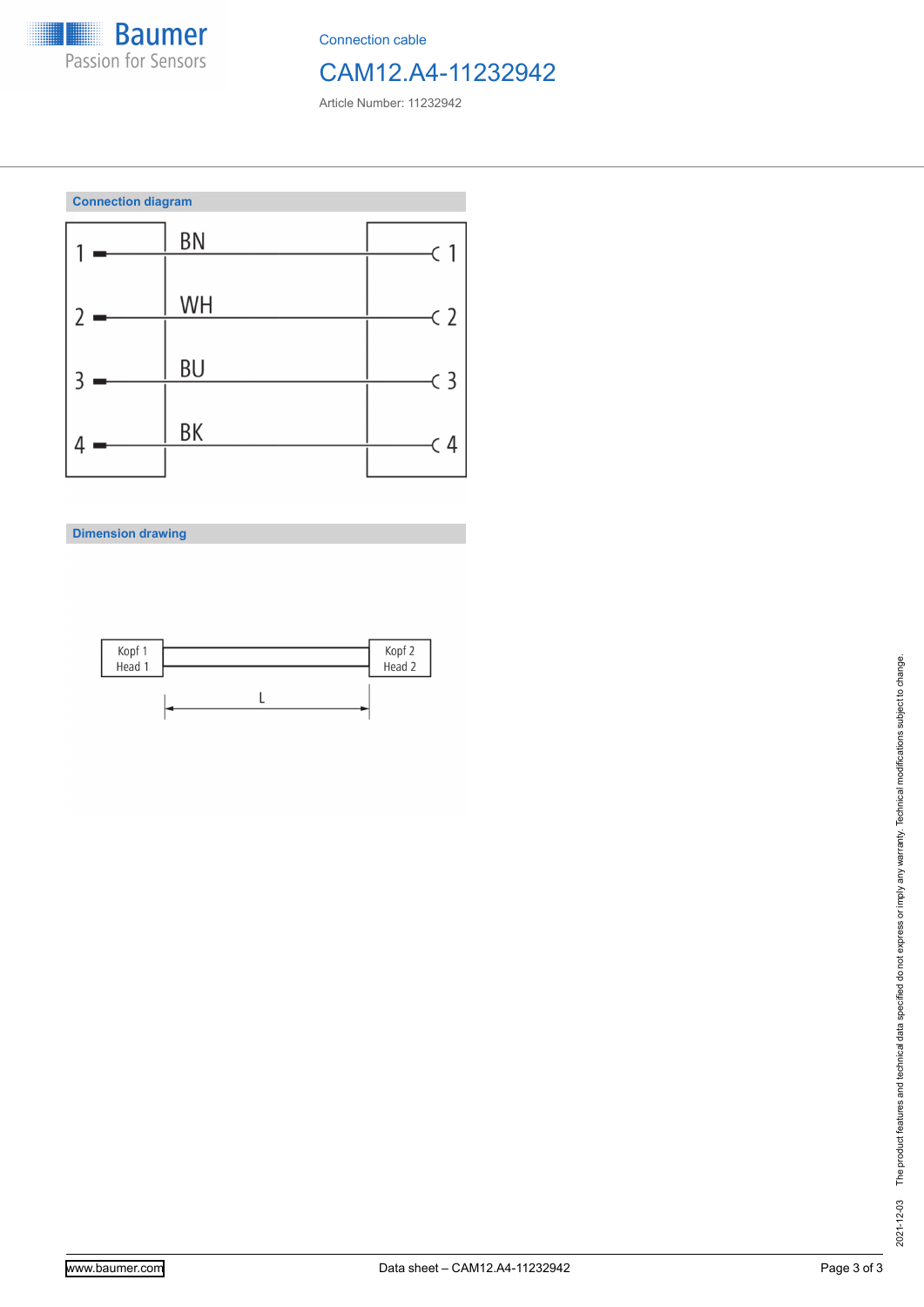Connection cable

# CAM12.A4-11232942

Article Number: 11232942

## Connection diagram

1 BN 1
2 WH 2
3 BU 3
4 BK 4

## Dimension drawing

Kopf 1
Head 1

Kopf 2
Head 2

L

2021-12-03 The product features and technical data specified do not express or imply any warranty. Technical modifications subject to change.